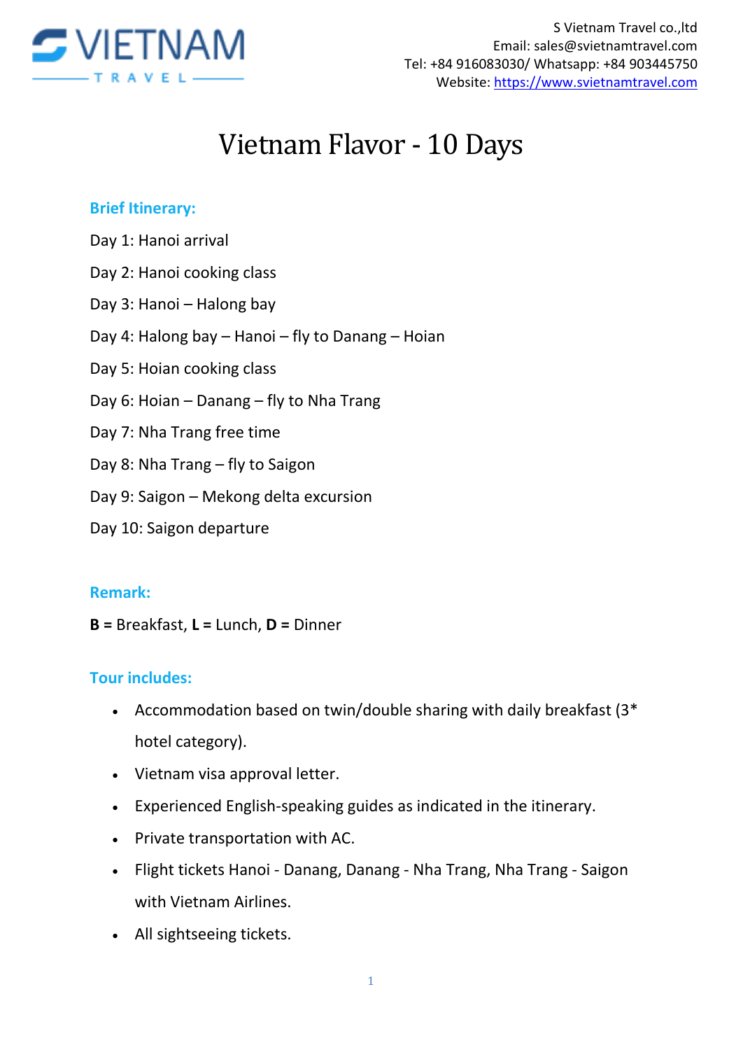S Vietnam Travel co.,ltd
Email: sales@svietnamtravel.com
Tel: +84 916083030/ Whatsapp: +84 903445750
Website: [https://www.svietnamtravel.com](https://www.svietnamtravel.com)

# Vietnam Flavor - 10 Days

## Brief Itinerary:

Day 1: Hanoi arrival

Day 2: Hanoi cooking class

Day 3: Hanoi – Halong bay

Day 4: Halong bay – Hanoi – fly to Danang – Hoian

Day 5: Hoian cooking class

Day 6: Hoian – Danang – fly to Nha Trang

Day 7: Nha Trang free time

Day 8: Nha Trang – fly to Saigon

Day 9: Saigon – Mekong delta excursion

Day 10: Saigon departure

## Remark:

**B =** Breakfast, **L =** Lunch, **D =** Dinner

## Tour includes:

- Accommodation based on twin/double sharing with daily breakfast (3* hotel category).
- Vietnam visa approval letter.
- Experienced English-speaking guides as indicated in the itinerary.
- Private transportation with AC.
- Flight tickets Hanoi - Danang, Danang - Nha Trang, Nha Trang - Saigon with Vietnam Airlines.
- All sightseeing tickets.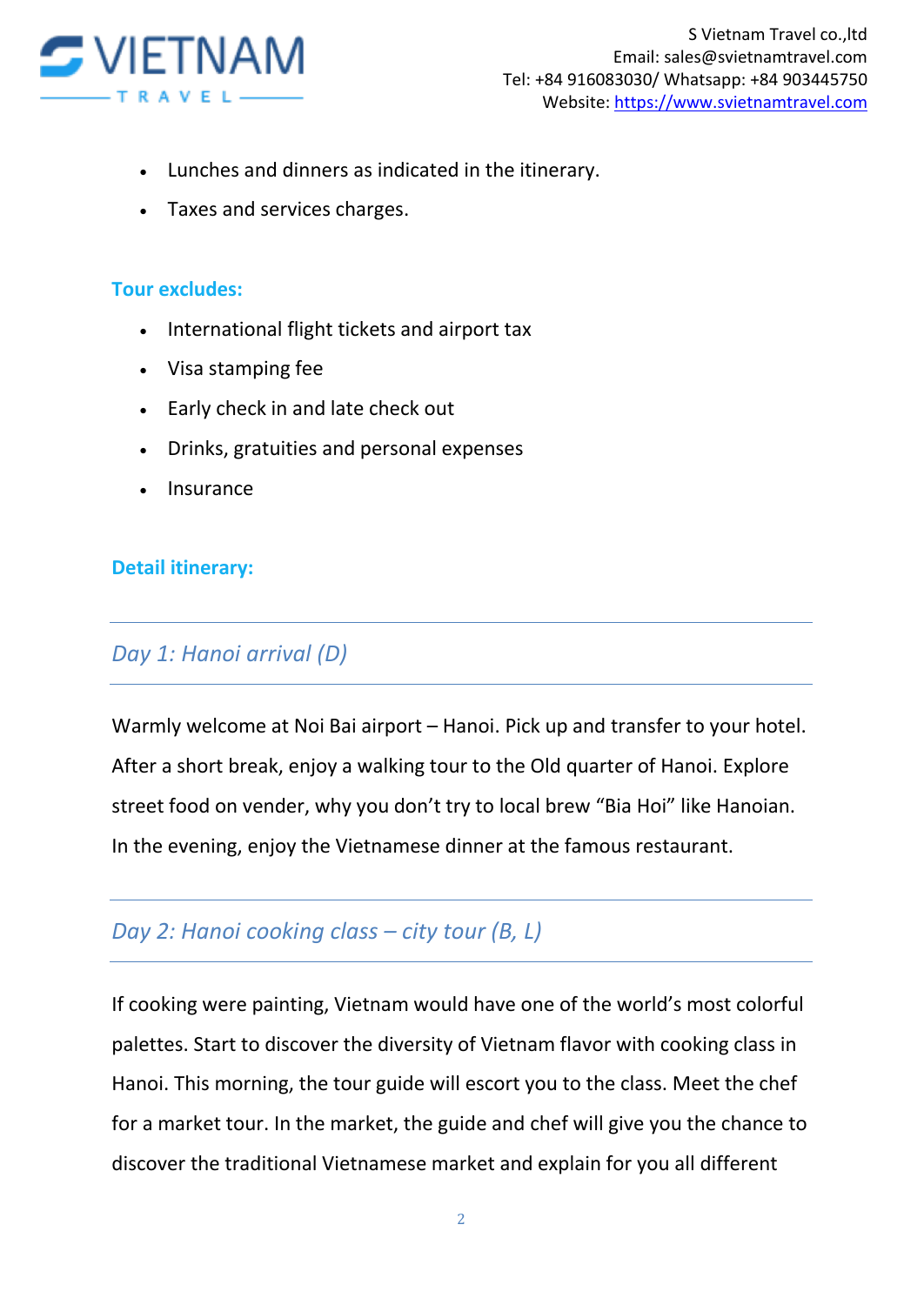- Lunches and dinners as indicated in the itinerary.
- Taxes and services charges.

**Tour excludes:**

- International flight tickets and airport tax
- Visa stamping fee
- Early check in and late check out
- Drinks, gratuities and personal expenses
- Insurance

**Detail itinerary:**

## *Day 1: Hanoi arrival (D)*

Warmly welcome at Noi Bai airport – Hanoi. Pick up and transfer to your hotel. After a short break, enjoy a walking tour to the Old quarter of Hanoi. Explore street food on vender, why you don't try to local brew "Bia Hoi" like Hanoian. In the evening, enjoy the Vietnamese dinner at the famous restaurant.

## *Day 2: Hanoi cooking class – city tour (B, L)*

If cooking were painting, Vietnam would have one of the world's most colorful palettes. Start to discover the diversity of Vietnam flavor with cooking class in Hanoi. This morning, the tour guide will escort you to the class. Meet the chef for a market tour. In the market, the guide and chef will give you the chance to discover the traditional Vietnamese market and explain for you all different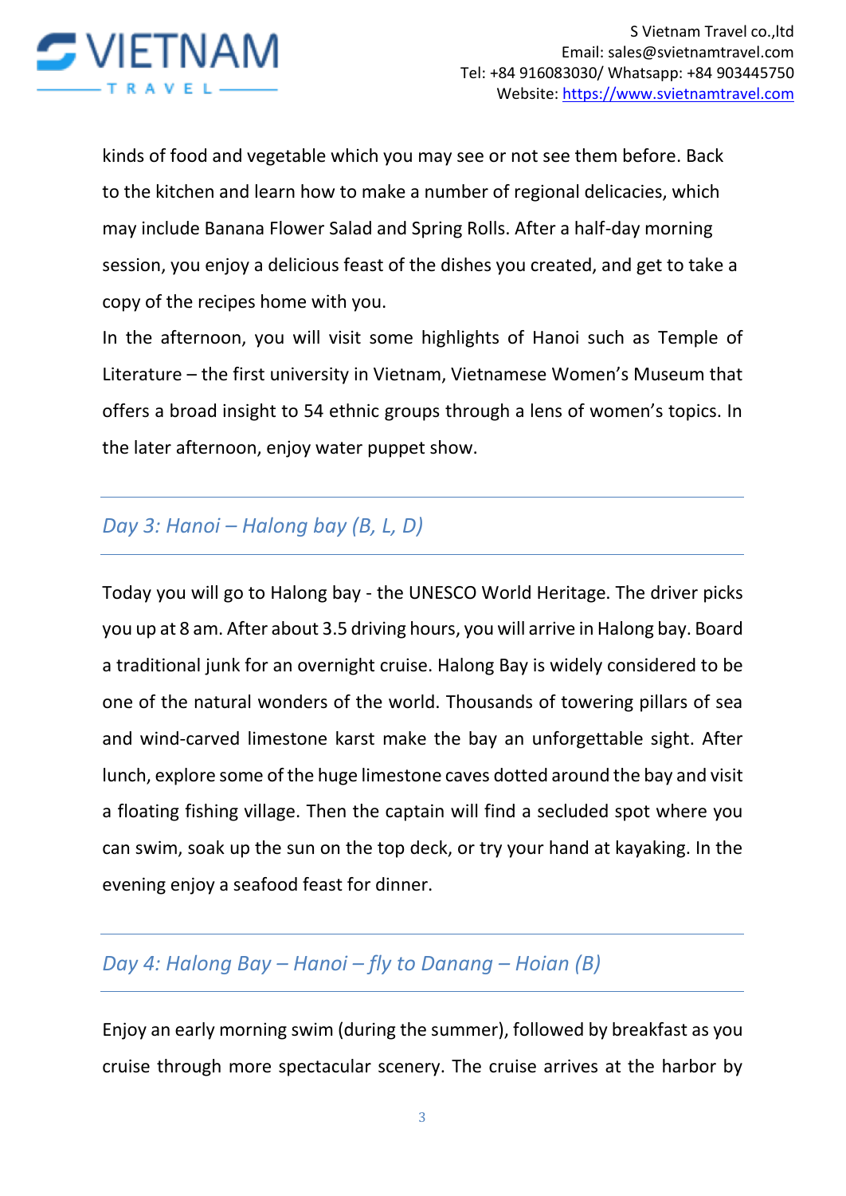kinds of food and vegetable which you may see or not see them before. Back to the kitchen and learn how to make a number of regional delicacies, which may include Banana Flower Salad and Spring Rolls. After a half-day morning session, you enjoy a delicious feast of the dishes you created, and get to take a copy of the recipes home with you.

In the afternoon, you will visit some highlights of Hanoi such as Temple of Literature – the first university in Vietnam, Vietnamese Women's Museum that offers a broad insight to 54 ethnic groups through a lens of women's topics. In the later afternoon, enjoy water puppet show.

## *Day 3: Hanoi – Halong bay (B, L, D)*

Today you will go to Halong bay - the UNESCO World Heritage. The driver picks you up at 8 am. After about 3.5 driving hours, you will arrive in Halong bay. Board a traditional junk for an overnight cruise. Halong Bay is widely considered to be one of the natural wonders of the world. Thousands of towering pillars of sea and wind-carved limestone karst make the bay an unforgettable sight. After lunch, explore some of the huge limestone caves dotted around the bay and visit a floating fishing village. Then the captain will find a secluded spot where you can swim, soak up the sun on the top deck, or try your hand at kayaking. In the evening enjoy a seafood feast for dinner.

## *Day 4: Halong Bay – Hanoi – fly to Danang – Hoian (B)*

Enjoy an early morning swim (during the summer), followed by breakfast as you cruise through more spectacular scenery. The cruise arrives at the harbor by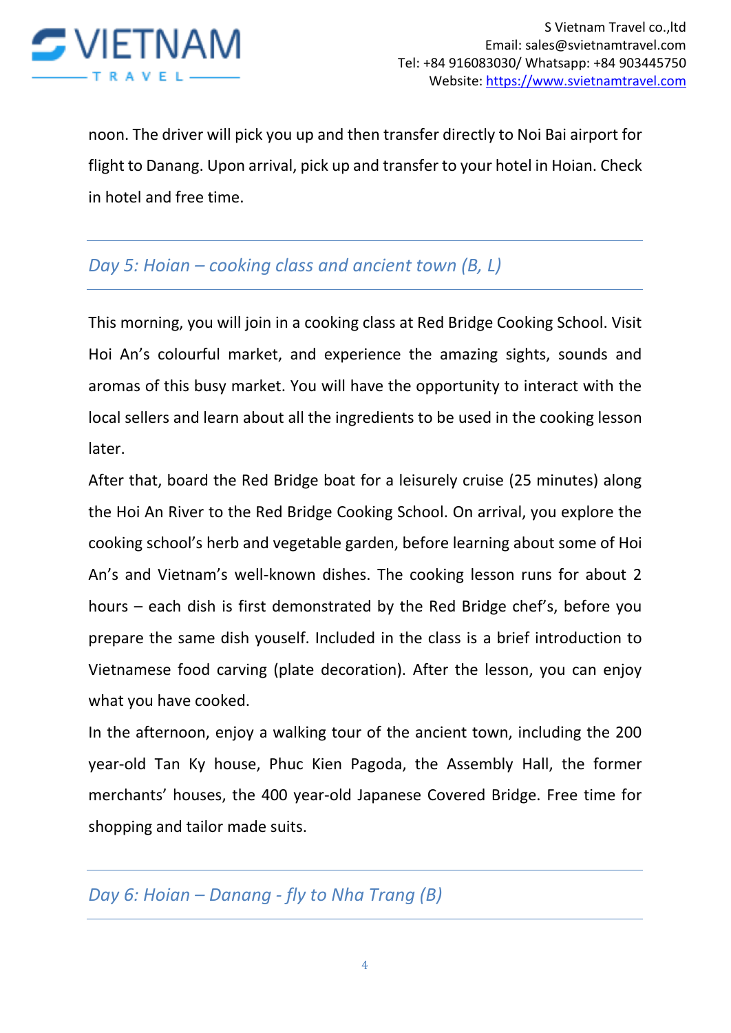noon. The driver will pick you up and then transfer directly to Noi Bai airport for flight to Danang. Upon arrival, pick up and transfer to your hotel in Hoian. Check in hotel and free time.

## *Day 5: Hoian – cooking class and ancient town (B, L)*

This morning, you will join in a cooking class at Red Bridge Cooking School. Visit Hoi An's colourful market, and experience the amazing sights, sounds and aromas of this busy market. You will have the opportunity to interact with the local sellers and learn about all the ingredients to be used in the cooking lesson later.

After that, board the Red Bridge boat for a leisurely cruise (25 minutes) along the Hoi An River to the Red Bridge Cooking School. On arrival, you explore the cooking school's herb and vegetable garden, before learning about some of Hoi An's and Vietnam's well-known dishes. The cooking lesson runs for about 2 hours – each dish is first demonstrated by the Red Bridge chef's, before you prepare the same dish youself. Included in the class is a brief introduction to Vietnamese food carving (plate decoration). After the lesson, you can enjoy what you have cooked.

In the afternoon, enjoy a walking tour of the ancient town, including the 200 year-old Tan Ky house, Phuc Kien Pagoda, the Assembly Hall, the former merchants' houses, the 400 year-old Japanese Covered Bridge. Free time for shopping and tailor made suits.

## *Day 6: Hoian – Danang - fly to Nha Trang (B)*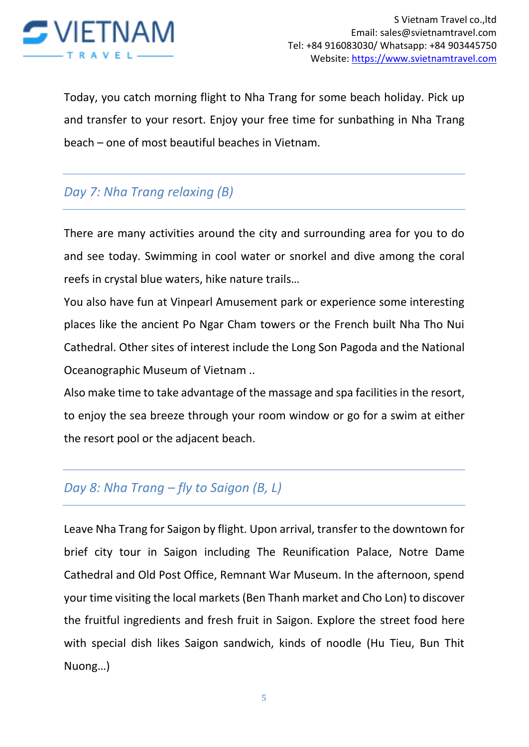Today, you catch morning flight to Nha Trang for some beach holiday. Pick up and transfer to your resort. Enjoy your free time for sunbathing in Nha Trang beach – one of most beautiful beaches in Vietnam.

## *Day 7: Nha Trang relaxing (B)*

There are many activities around the city and surrounding area for you to do and see today. Swimming in cool water or snorkel and dive among the coral reefs in crystal blue waters, hike nature trails…

You also have fun at Vinpearl Amusement park or experience some interesting places like the ancient Po Ngar Cham towers or the French built Nha Tho Nui Cathedral. Other sites of interest include the Long Son Pagoda and the National Oceanographic Museum of Vietnam ..

Also make time to take advantage of the massage and spa facilities in the resort, to enjoy the sea breeze through your room window or go for a swim at either the resort pool or the adjacent beach.

## *Day 8: Nha Trang – fly to Saigon (B, L)*

Leave Nha Trang for Saigon by flight. Upon arrival, transfer to the downtown for brief city tour in Saigon including The Reunification Palace, Notre Dame Cathedral and Old Post Office, Remnant War Museum. In the afternoon, spend your time visiting the local markets (Ben Thanh market and Cho Lon) to discover the fruitful ingredients and fresh fruit in Saigon. Explore the street food here with special dish likes Saigon sandwich, kinds of noodle (Hu Tieu, Bun Thit Nuong…)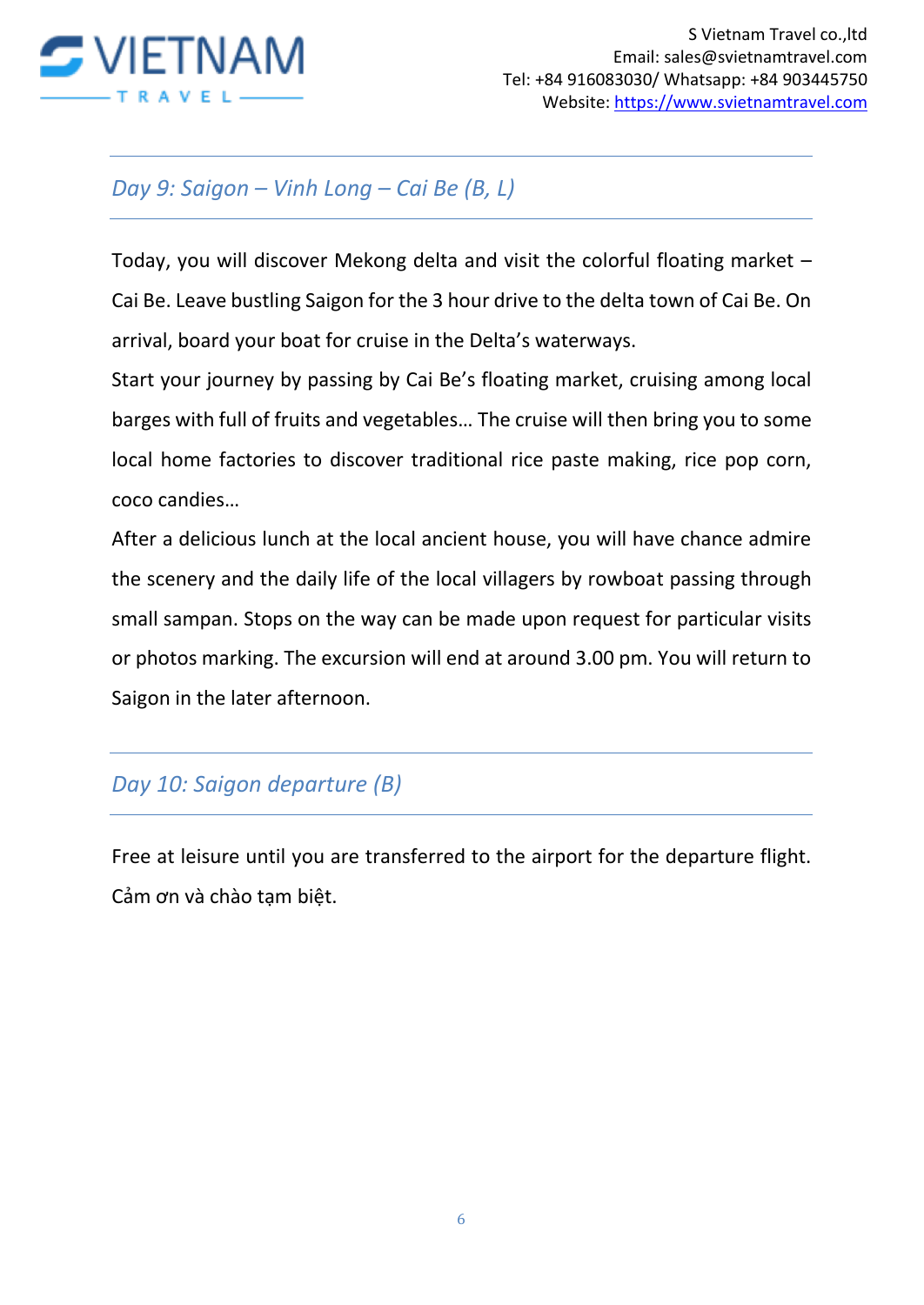## *Day 9: Saigon – Vinh Long – Cai Be (B, L)*

Today, you will discover Mekong delta and visit the colorful floating market – Cai Be. Leave bustling Saigon for the 3 hour drive to the delta town of Cai Be. On arrival, board your boat for cruise in the Delta's waterways.

Start your journey by passing by Cai Be's floating market, cruising among local barges with full of fruits and vegetables… The cruise will then bring you to some local home factories to discover traditional rice paste making, rice pop corn, coco candies…

After a delicious lunch at the local ancient house, you will have chance admire the scenery and the daily life of the local villagers by rowboat passing through small sampan. Stops on the way can be made upon request for particular visits or photos marking. The excursion will end at around 3.00 pm. You will return to Saigon in the later afternoon.

## *Day 10: Saigon departure (B)*

Free at leisure until you are transferred to the airport for the departure flight. Cảm ơn và chào tạm biệt.